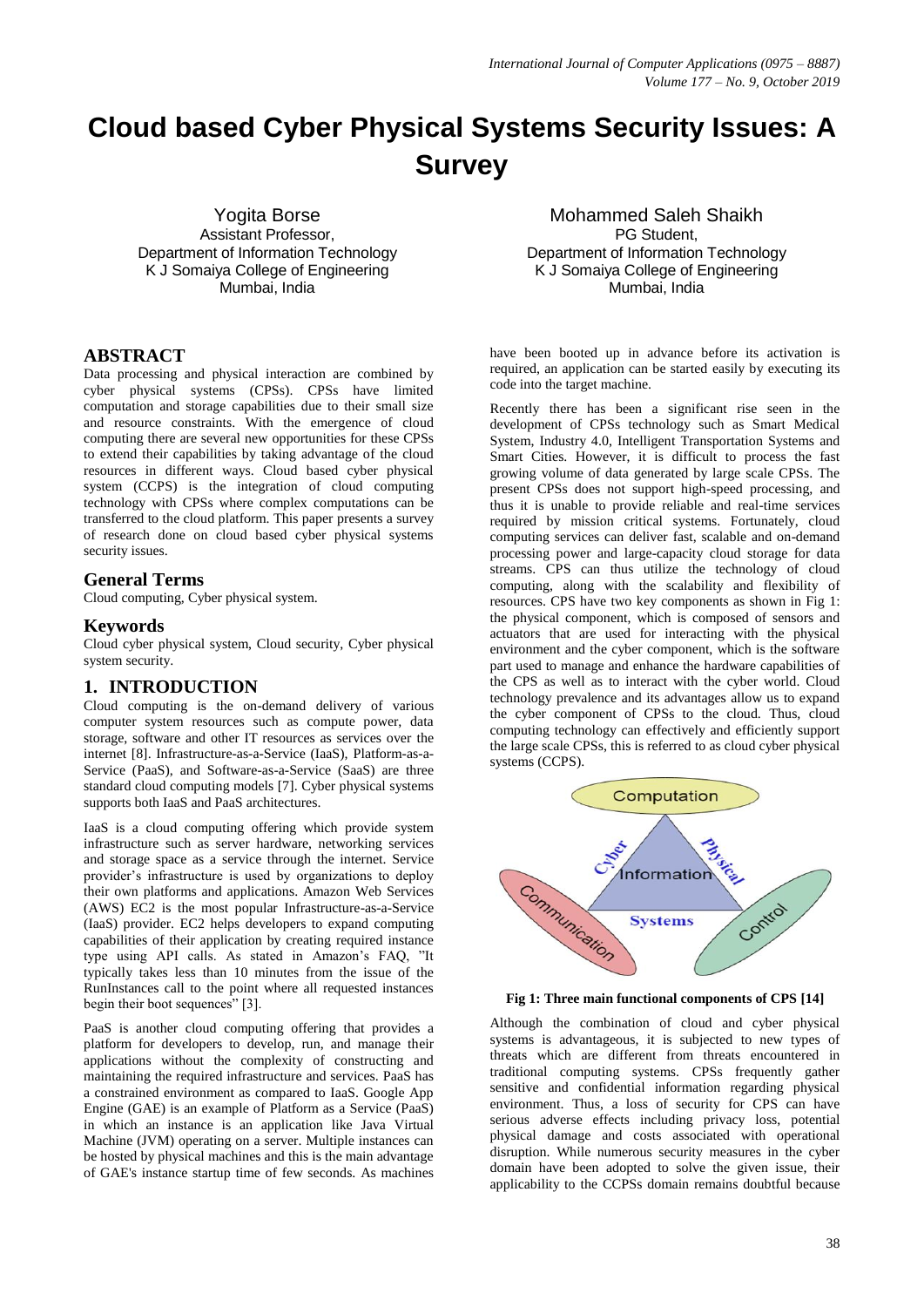# Cloud based Cyber Physical Systems Security Issues: A Survey

Yogita Borse
Assistant Professor,
Department of Information Technology
K J Somaiya College of Engineering
Mumbai, India

Mohammed Saleh Shaikh
PG Student,
Department of Information Technology
K J Somaiya College of Engineering
Mumbai, India

## ABSTRACT

Data processing and physical interaction are combined by cyber physical systems (CPSs). CPSs have limited computation and storage capabilities due to their small size and resource constraints. With the emergence of cloud computing there are several new opportunities for these CPSs to extend their capabilities by taking advantage of the cloud resources in different ways. Cloud based cyber physical system (CCPS) is the integration of cloud computing technology with CPSs where complex computations can be transferred to the cloud platform. This paper presents a survey of research done on cloud based cyber physical systems security issues.

## General Terms

Cloud computing, Cyber physical system.

## Keywords

Cloud cyber physical system, Cloud security, Cyber physical system security.

## 1. INTRODUCTION

Cloud computing is the on-demand delivery of various computer system resources such as compute power, data storage, software and other IT resources as services over the internet [8]. Infrastructure-as-a-Service (IaaS), Platform-as-a-Service (PaaS), and Software-as-a-Service (SaaS) are three standard cloud computing models [7]. Cyber physical systems supports both IaaS and PaaS architectures.

IaaS is a cloud computing offering which provide system infrastructure such as server hardware, networking services and storage space as a service through the internet. Service provider's infrastructure is used by organizations to deploy their own platforms and applications. Amazon Web Services (AWS) EC2 is the most popular Infrastructure-as-a-Service (IaaS) provider. EC2 helps developers to expand computing capabilities of their application by creating required instance type using API calls. As stated in Amazon's FAQ, "It typically takes less than 10 minutes from the issue of the RunInstances call to the point where all requested instances begin their boot sequences" [3].

PaaS is another cloud computing offering that provides a platform for developers to develop, run, and manage their applications without the complexity of constructing and maintaining the required infrastructure and services. PaaS has a constrained environment as compared to IaaS. Google App Engine (GAE) is an example of Platform as a Service (PaaS) in which an instance is an application like Java Virtual Machine (JVM) operating on a server. Multiple instances can be hosted by physical machines and this is the main advantage of GAE's instance startup time of few seconds. As machines have been booted up in advance before its activation is required, an application can be started easily by executing its code into the target machine.

Recently there has been a significant rise seen in the development of CPSs technology such as Smart Medical System, Industry 4.0, Intelligent Transportation Systems and Smart Cities. However, it is difficult to process the fast growing volume of data generated by large scale CPSs. The present CPSs does not support high-speed processing, and thus it is unable to provide reliable and real-time services required by mission critical systems. Fortunately, cloud computing services can deliver fast, scalable and on-demand processing power and large-capacity cloud storage for data streams. CPS can thus utilize the technology of cloud computing, along with the scalability and flexibility of resources. CPS have two key components as shown in Fig 1: the physical component, which is composed of sensors and actuators that are used for interacting with the physical environment and the cyber component, which is the software part used to manage and enhance the hardware capabilities of the CPS as well as to interact with the cyber world. Cloud technology prevalence and its advantages allow us to expand the cyber component of CPSs to the cloud. Thus, cloud computing technology can effectively and efficiently support the large scale CPSs, this is referred to as cloud cyber physical systems (CCPS).

**Fig 1: Three main functional components of CPS [14]**

Although the combination of cloud and cyber physical systems is advantageous, it is subjected to new types of threats which are different from threats encountered in traditional computing systems. CPSs frequently gather sensitive and confidential information regarding physical environment. Thus, a loss of security for CPS can have serious adverse effects including privacy loss, potential physical damage and costs associated with operational disruption. While numerous security measures in the cyber domain have been adopted to solve the given issue, their applicability to the CCPSs domain remains doubtful because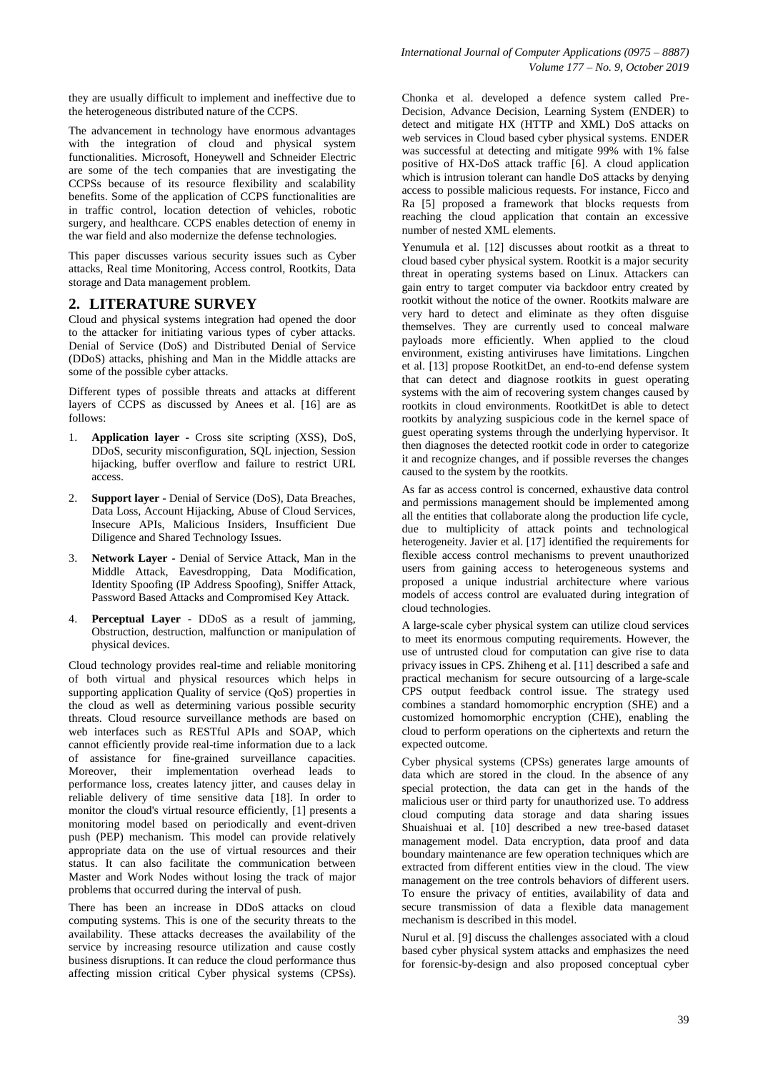they are usually difficult to implement and ineffective due to the heterogeneous distributed nature of the CCPS.

The advancement in technology have enormous advantages with the integration of cloud and physical system functionalities. Microsoft, Honeywell and Schneider Electric are some of the tech companies that are investigating the CCPSs because of its resource flexibility and scalability benefits. Some of the application of CCPS functionalities are in traffic control, location detection of vehicles, robotic surgery, and healthcare. CCPS enables detection of enemy in the war field and also modernize the defense technologies.

This paper discusses various security issues such as Cyber attacks, Real time Monitoring, Access control, Rootkits, Data storage and Data management problem.

## 2. LITERATURE SURVEY

Cloud and physical systems integration had opened the door to the attacker for initiating various types of cyber attacks. Denial of Service (DoS) and Distributed Denial of Service (DDoS) attacks, phishing and Man in the Middle attacks are some of the possible cyber attacks.

Different types of possible threats and attacks at different layers of CCPS as discussed by Anees et al. [16] are as follows:

1. **Application layer -** Cross site scripting (XSS), DoS, DDoS, security misconfiguration, SQL injection, Session hijacking, buffer overflow and failure to restrict URL access.
2. **Support layer -** Denial of Service (DoS), Data Breaches, Data Loss, Account Hijacking, Abuse of Cloud Services, Insecure APIs, Malicious Insiders, Insufficient Due Diligence and Shared Technology Issues.
3. **Network Layer -** Denial of Service Attack, Man in the Middle Attack, Eavesdropping, Data Modification, Identity Spoofing (IP Address Spoofing), Sniffer Attack, Password Based Attacks and Compromised Key Attack.
4. **Perceptual Layer** - DDoS as a result of jamming, Obstruction, destruction, malfunction or manipulation of physical devices.

Cloud technology provides real-time and reliable monitoring of both virtual and physical resources which helps in supporting application Quality of service (QoS) properties in the cloud as well as determining various possible security threats. Cloud resource surveillance methods are based on web interfaces such as RESTful APIs and SOAP, which cannot efficiently provide real-time information due to a lack of assistance for fine-grained surveillance capacities. Moreover, their implementation overhead leads to performance loss, creates latency jitter, and causes delay in reliable delivery of time sensitive data [18]. In order to monitor the cloud's virtual resource efficiently, [1] presents a monitoring model based on periodically and event-driven push (PEP) mechanism. This model can provide relatively appropriate data on the use of virtual resources and their status. It can also facilitate the communication between Master and Work Nodes without losing the track of major problems that occurred during the interval of push.

There has been an increase in DDoS attacks on cloud computing systems. This is one of the security threats to the availability. These attacks decreases the availability of the service by increasing resource utilization and cause costly business disruptions. It can reduce the cloud performance thus affecting mission critical Cyber physical systems (CPSs). Chonka et al. developed a defence system called Pre-Decision, Advance Decision, Learning System (ENDER) to detect and mitigate HX (HTTP and XML) DoS attacks on web services in Cloud based cyber physical systems. ENDER was successful at detecting and mitigate 99% with 1% false positive of HX-DoS attack traffic [6]. A cloud application which is intrusion tolerant can handle DoS attacks by denying access to possible malicious requests. For instance, Ficco and Ra [5] proposed a framework that blocks requests from reaching the cloud application that contain an excessive number of nested XML elements.

Yenumula et al. [12] discusses about rootkit as a threat to cloud based cyber physical system. Rootkit is a major security threat in operating systems based on Linux. Attackers can gain entry to target computer via backdoor entry created by rootkit without the notice of the owner. Rootkits malware are very hard to detect and eliminate as they often disguise themselves. They are currently used to conceal malware payloads more efficiently. When applied to the cloud environment, existing antiviruses have limitations. Lingchen et al. [13] propose RootkitDet, an end-to-end defense system that can detect and diagnose rootkits in guest operating systems with the aim of recovering system changes caused by rootkits in cloud environments. RootkitDet is able to detect rootkits by analyzing suspicious code in the kernel space of guest operating systems through the underlying hypervisor. It then diagnoses the detected rootkit code in order to categorize it and recognize changes, and if possible reverses the changes caused to the system by the rootkits.

As far as access control is concerned, exhaustive data control and permissions management should be implemented among all the entities that collaborate along the production life cycle, due to multiplicity of attack points and technological heterogeneity. Javier et al. [17] identified the requirements for flexible access control mechanisms to prevent unauthorized users from gaining access to heterogeneous systems and proposed a unique industrial architecture where various models of access control are evaluated during integration of cloud technologies.

A large-scale cyber physical system can utilize cloud services to meet its enormous computing requirements. However, the use of untrusted cloud for computation can give rise to data privacy issues in CPS. Zhiheng et al. [11] described a safe and practical mechanism for secure outsourcing of a large-scale CPS output feedback control issue. The strategy used combines a standard homomorphic encryption (SHE) and a customized homomorphic encryption (CHE), enabling the cloud to perform operations on the ciphertexts and return the expected outcome.

Cyber physical systems (CPSs) generates large amounts of data which are stored in the cloud. In the absence of any special protection, the data can get in the hands of the malicious user or third party for unauthorized use. To address cloud computing data storage and data sharing issues Shuaishuai et al. [10] described a new tree-based dataset management model. Data encryption, data proof and data boundary maintenance are few operation techniques which are extracted from different entities view in the cloud. The view management on the tree controls behaviors of different users. To ensure the privacy of entities, availability of data and secure transmission of data a flexible data management mechanism is described in this model.

Nurul et al. [9] discuss the challenges associated with a cloud based cyber physical system attacks and emphasizes the need for forensic-by-design and also proposed conceptual cyber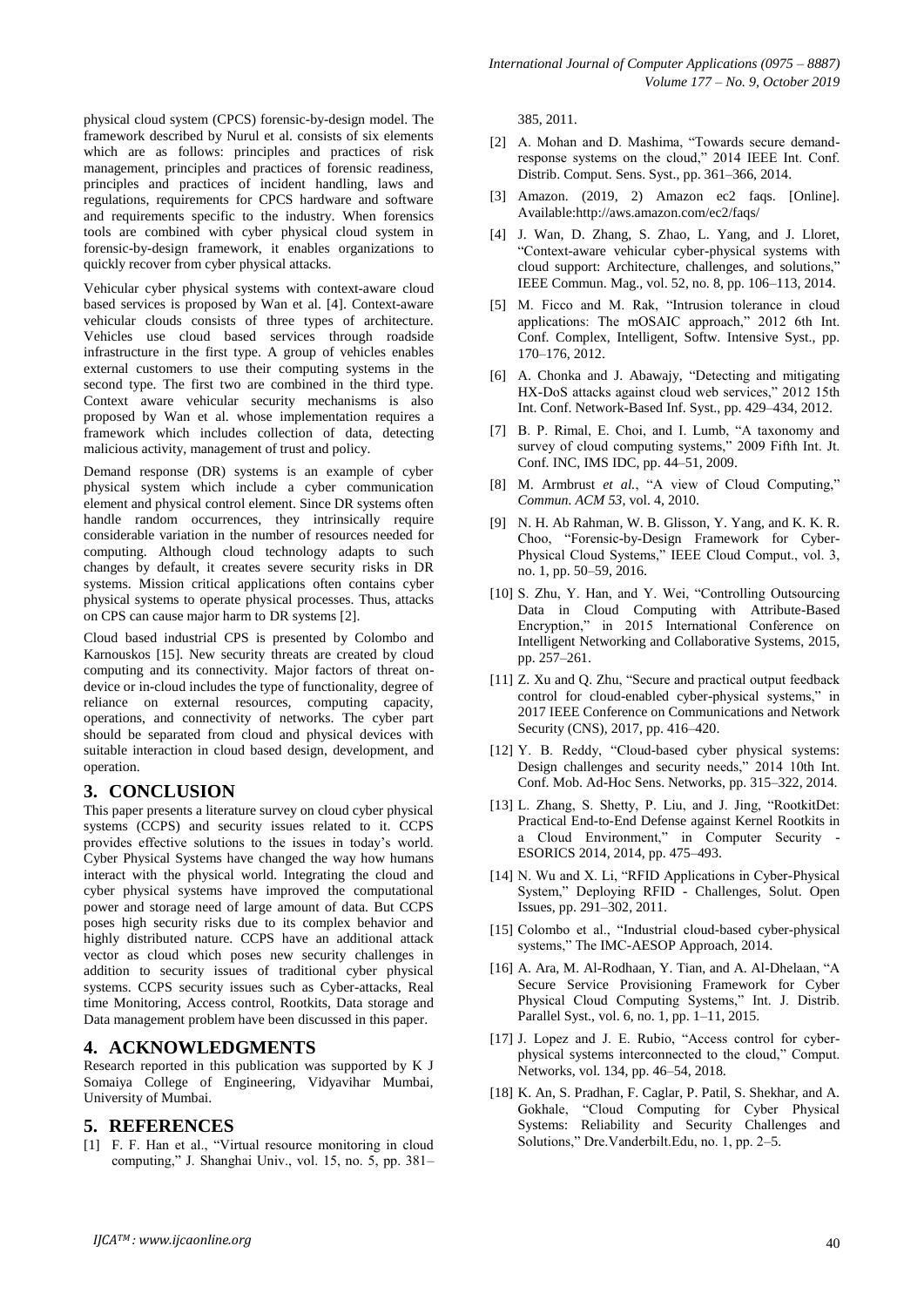physical cloud system (CPCS) forensic-by-design model. The framework described by Nurul et al. consists of six elements which are as follows: principles and practices of risk management, principles and practices of forensic readiness, principles and practices of incident handling, laws and regulations, requirements for CPCS hardware and software and requirements specific to the industry. When forensics tools are combined with cyber physical cloud system in forensic-by-design framework, it enables organizations to quickly recover from cyber physical attacks.

Vehicular cyber physical systems with context-aware cloud based services is proposed by Wan et al. [4]. Context-aware vehicular clouds consists of three types of architecture. Vehicles use cloud based services through roadside infrastructure in the first type. A group of vehicles enables external customers to use their computing systems in the second type. The first two are combined in the third type. Context aware vehicular security mechanisms is also proposed by Wan et al. whose implementation requires a framework which includes collection of data, detecting malicious activity, management of trust and policy.

Demand response (DR) systems is an example of cyber physical system which include a cyber communication element and physical control element. Since DR systems often handle random occurrences, they intrinsically require considerable variation in the number of resources needed for computing. Although cloud technology adapts to such changes by default, it creates severe security risks in DR systems. Mission critical applications often contains cyber physical systems to operate physical processes. Thus, attacks on CPS can cause major harm to DR systems [2].

Cloud based industrial CPS is presented by Colombo and Karnouskos [15]. New security threats are created by cloud computing and its connectivity. Major factors of threat on-device or in-cloud includes the type of functionality, degree of reliance on external resources, computing capacity, operations, and connectivity of networks. The cyber part should be separated from cloud and physical devices with suitable interaction in cloud based design, development, and operation.

## 3. CONCLUSION

This paper presents a literature survey on cloud cyber physical systems (CCPS) and security issues related to it. CCPS provides effective solutions to the issues in today's world. Cyber Physical Systems have changed the way how humans interact with the physical world. Integrating the cloud and cyber physical systems have improved the computational power and storage need of large amount of data. But CCPS poses high security risks due to its complex behavior and highly distributed nature. CCPS have an additional attack vector as cloud which poses new security challenges in addition to security issues of traditional cyber physical systems. CCPS security issues such as Cyber-attacks, Real time Monitoring, Access control, Rootkits, Data storage and Data management problem have been discussed in this paper.

## 4. ACKNOWLEDGMENTS

Research reported in this publication was supported by K J Somaiya College of Engineering, Vidyavihar Mumbai, University of Mumbai.

## 5. REFERENCES

[1] F. F. Han et al., "Virtual resource monitoring in cloud computing," J. Shanghai Univ., vol. 15, no. 5, pp. 381–385, 2011.

[2] A. Mohan and D. Mashima, "Towards secure demand-response systems on the cloud," 2014 IEEE Int. Conf. Distrib. Comput. Sens. Syst., pp. 361–366, 2014.

[3] Amazon. (2019, 2) Amazon ec2 faqs. [Online]. Available:http://aws.amazon.com/ec2/faqs/

[4] J. Wan, D. Zhang, S. Zhao, L. Yang, and J. Lloret, "Context-aware vehicular cyber-physical systems with cloud support: Architecture, challenges, and solutions," IEEE Commun. Mag., vol. 52, no. 8, pp. 106–113, 2014.

[5] M. Ficco and M. Rak, "Intrusion tolerance in cloud applications: The mOSAIC approach," 2012 6th Int. Conf. Complex, Intelligent, Softw. Intensive Syst., pp. 170–176, 2012.

[6] A. Chonka and J. Abawajy, "Detecting and mitigating HX-DoS attacks against cloud web services," 2012 15th Int. Conf. Network-Based Inf. Syst., pp. 429–434, 2012.

[7] B. P. Rimal, E. Choi, and I. Lumb, "A taxonomy and survey of cloud computing systems," 2009 Fifth Int. Jt. Conf. INC, IMS IDC, pp. 44–51, 2009.

[8] M. Armbrust *et al.*, "A view of Cloud Computing," *Commun. ACM 53*, vol. 4, 2010.

[9] N. H. Ab Rahman, W. B. Glisson, Y. Yang, and K. K. R. Choo, "Forensic-by-Design Framework for Cyber-Physical Cloud Systems," IEEE Cloud Comput., vol. 3, no. 1, pp. 50–59, 2016.

[10] S. Zhu, Y. Han, and Y. Wei, "Controlling Outsourcing Data in Cloud Computing with Attribute-Based Encryption," in 2015 International Conference on Intelligent Networking and Collaborative Systems, 2015, pp. 257–261.

[11] Z. Xu and Q. Zhu, "Secure and practical output feedback control for cloud-enabled cyber-physical systems," in 2017 IEEE Conference on Communications and Network Security (CNS), 2017, pp. 416–420.

[12] Y. B. Reddy, "Cloud-based cyber physical systems: Design challenges and security needs," 2014 10th Int. Conf. Mob. Ad-Hoc Sens. Networks, pp. 315–322, 2014.

[13] L. Zhang, S. Shetty, P. Liu, and J. Jing, "RootkitDet: Practical End-to-End Defense against Kernel Rootkits in a Cloud Environment," in Computer Security - ESORICS 2014, 2014, pp. 475–493.

[14] N. Wu and X. Li, "RFID Applications in Cyber-Physical System," Deploying RFID - Challenges, Solut. Open Issues, pp. 291–302, 2011.

[15] Colombo et al., "Industrial cloud-based cyber-physical systems," The IMC-AESOP Approach, 2014.

[16] A. Ara, M. Al-Rodhaan, Y. Tian, and A. Al-Dhelaan, "A Secure Service Provisioning Framework for Cyber Physical Cloud Computing Systems," Int. J. Distrib. Parallel Syst., vol. 6, no. 1, pp. 1–11, 2015.

[17] J. Lopez and J. E. Rubio, "Access control for cyber-physical systems interconnected to the cloud," Comput. Networks, vol. 134, pp. 46–54, 2018.

[18] K. An, S. Pradhan, F. Caglar, P. Patil, S. Shekhar, and A. Gokhale, "Cloud Computing for Cyber Physical Systems: Reliability and Security Challenges and Solutions," Dre.Vanderbilt.Edu, no. 1, pp. 2–5.